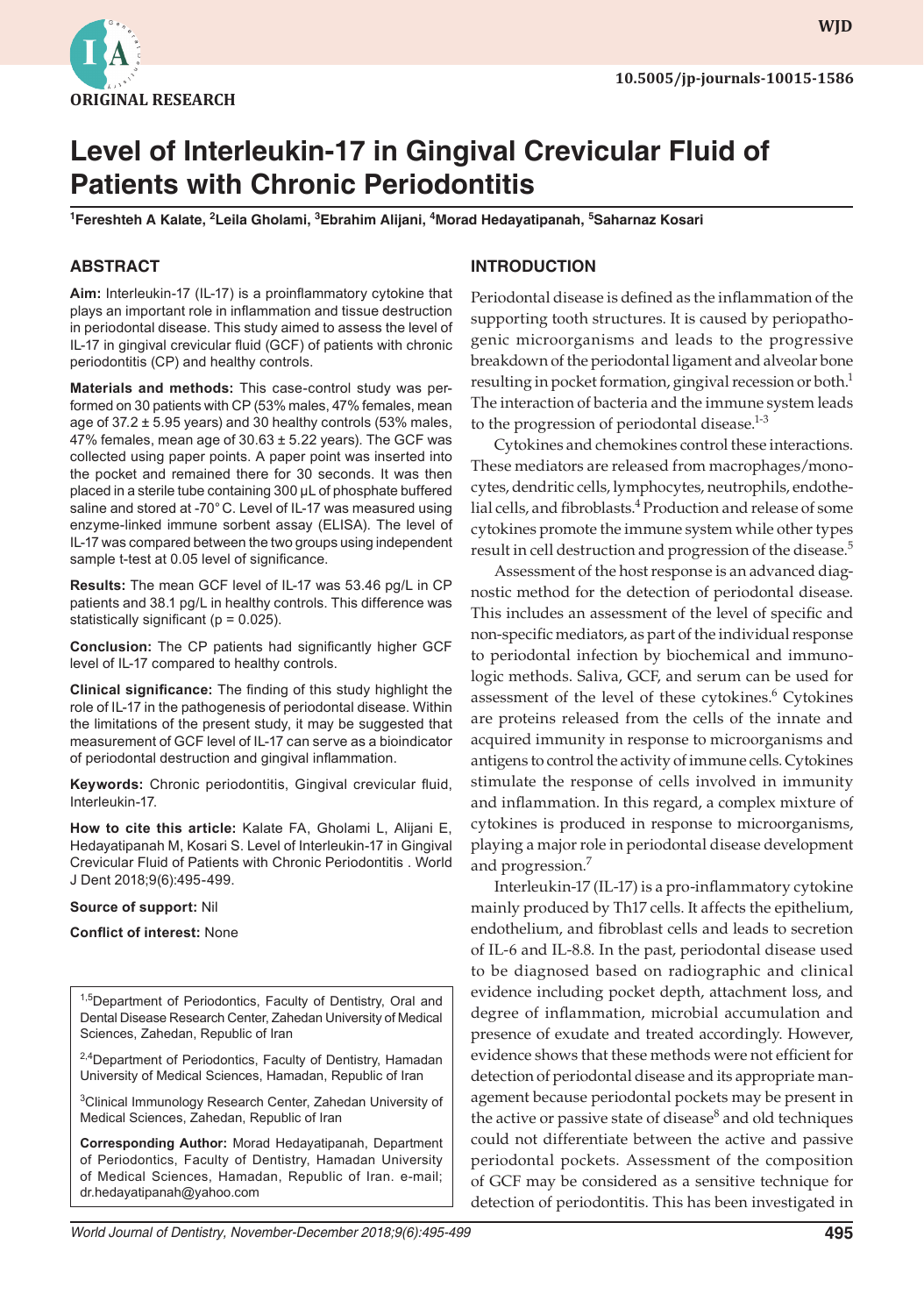ORIGINAL RESEARCH

10.5005/jp-journals-10015-1586

# Level of Interleukin-17 in Gingival Crevicular Fluid of Patients with Chronic Periodontitis

[1]Fereshteh A Kalate, [2]Leila Gholami, [3]Ebrahim Alijani, [4]Morad Hedayatipanah, [5]Saharnaz Kosari

## ABSTRACT

**Aim:** Interleukin-17 (IL-17) is a proinflammatory cytokine that plays an important role in inflammation and tissue destruction in periodontal disease. This study aimed to assess the level of IL-17 in gingival crevicular fluid (GCF) of patients with chronic periodontitis (CP) and healthy controls.

**Materials and methods:** This case-control study was performed on 30 patients with CP (53% males, 47% females, mean age of 37.2 ± 5.95 years) and 30 healthy controls (53% males, 47% females, mean age of 30.63 ± 5.22 years). The GCF was collected using paper points. A paper point was inserted into the pocket and remained there for 30 seconds. It was then placed in a sterile tube containing 300 µL of phosphate buffered saline and stored at -70° C. Level of IL-17 was measured using enzyme-linked immune sorbent assay (ELISA). The level of IL-17 was compared between the two groups using independent sample t-test at 0.05 level of significance.

**Results:** The mean GCF level of IL-17 was 53.46 pg/L in CP patients and 38.1 pg/L in healthy controls. This difference was statistically significant (p = 0.025).

**Conclusion:** The CP patients had significantly higher GCF level of IL-17 compared to healthy controls.

**Clinical significance:** The finding of this study highlight the role of IL-17 in the pathogenesis of periodontal disease. Within the limitations of the present study, it may be suggested that measurement of GCF level of IL-17 can serve as a bioindicator of periodontal destruction and gingival inflammation.

**Keywords:** Chronic periodontitis, Gingival crevicular fluid, Interleukin-17.

**How to cite this article:** Kalate FA, Gholami L, Alijani E, Hedayatipanah M, Kosari S. Level of Interleukin-17 in Gingival Crevicular Fluid of Patients with Chronic Periodontitis . World J Dent 2018;9(6):495-499.

**Source of support:** Nil

**Conflict of interest:** None

[1,5]Department of Periodontics, Faculty of Dentistry, Oral and Dental Disease Research Center, Zahedan University of Medical Sciences, Zahedan, Republic of Iran

[2,4]Department of Periodontics, Faculty of Dentistry, Hamadan University of Medical Sciences, Hamadan, Republic of Iran

[3]Clinical Immunology Research Center, Zahedan University of Medical Sciences, Zahedan, Republic of Iran

**Corresponding Author:** Morad Hedayatipanah, Department of Periodontics, Faculty of Dentistry, Hamadan University of Medical Sciences, Hamadan, Republic of Iran. e-mail: dr.hedayatipanah@yahoo.com

## INTRODUCTION

Periodontal disease is defined as the inflammation of the supporting tooth structures. It is caused by periopathogenic microorganisms and leads to the progressive breakdown of the periodontal ligament and alveolar bone resulting in pocket formation, gingival recession or both.[1] The interaction of bacteria and the immune system leads to the progression of periodontal disease.[1-3]

Cytokines and chemokines control these interactions. These mediators are released from macrophages/monocytes, dendritic cells, lymphocytes, neutrophils, endothelial cells, and fibroblasts.[4] Production and release of some cytokines promote the immune system while other types result in cell destruction and progression of the disease.[5]

Assessment of the host response is an advanced diagnostic method for the detection of periodontal disease. This includes an assessment of the level of specific and non-specific mediators, as part of the individual response to periodontal infection by biochemical and immunologic methods. Saliva, GCF, and serum can be used for assessment of the level of these cytokines.[6] Cytokines are proteins released from the cells of the innate and acquired immunity in response to microorganisms and antigens to control the activity of immune cells. Cytokines stimulate the response of cells involved in immunity and inflammation. In this regard, a complex mixture of cytokines is produced in response to microorganisms, playing a major role in periodontal disease development and progression.[7]

Interleukin-17 (IL-17) is a pro-inflammatory cytokine mainly produced by Th17 cells. It affects the epithelium, endothelium, and fibroblast cells and leads to secretion of IL-6 and IL-8.8. In the past, periodontal disease used to be diagnosed based on radiographic and clinical evidence including pocket depth, attachment loss, and degree of inflammation, microbial accumulation and presence of exudate and treated accordingly. However, evidence shows that these methods were not efficient for detection of periodontal disease and its appropriate management because periodontal pockets may be present in the active or passive state of disease[8] and old techniques could not differentiate between the active and passive periodontal pockets. Assessment of the composition of GCF may be considered as a sensitive technique for detection of periodontitis. This has been investigated in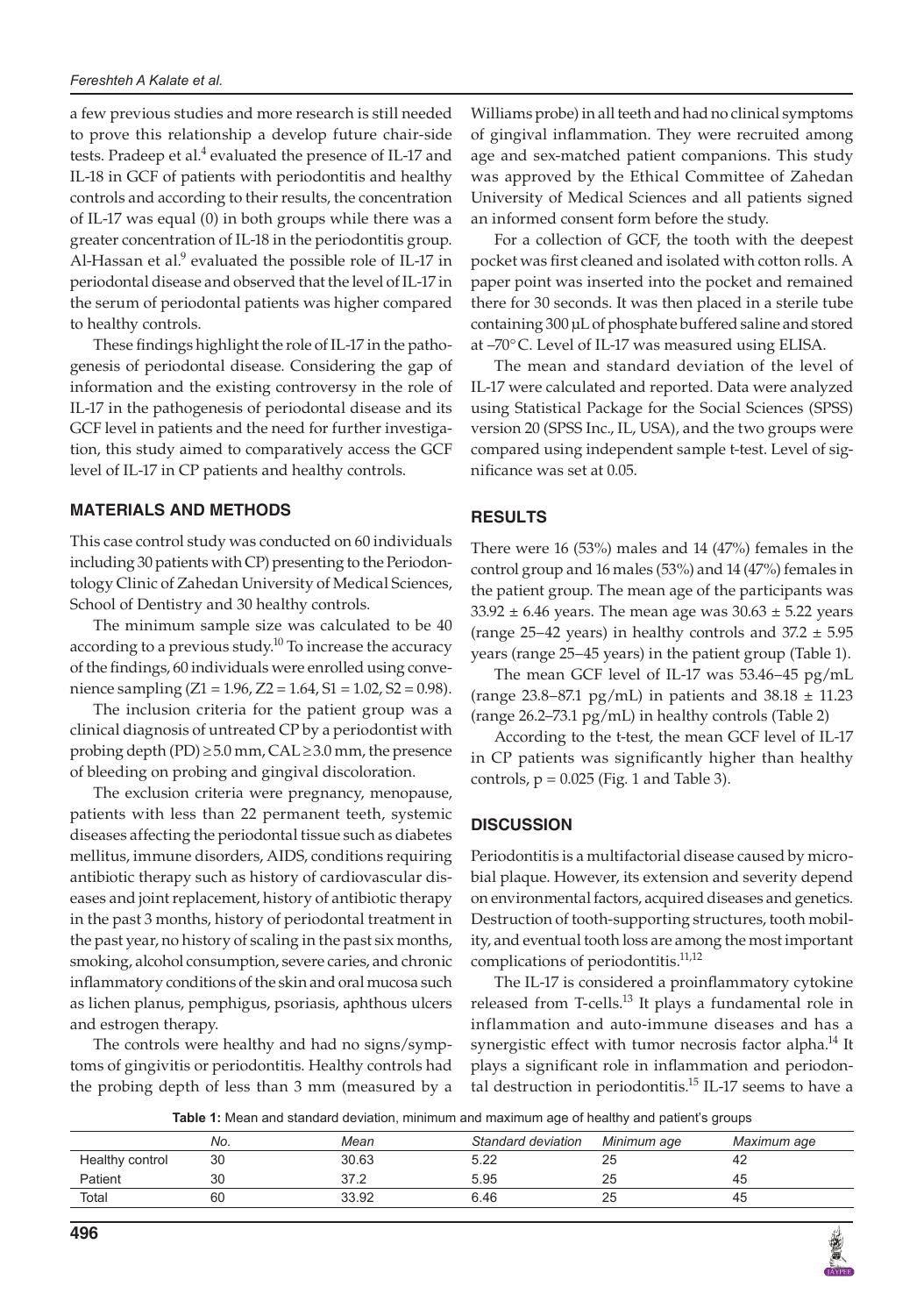a few previous studies and more research is still needed to prove this relationship a develop future chair-side tests. Pradeep et al.[4] evaluated the presence of IL-17 and IL-18 in GCF of patients with periodontitis and healthy controls and according to their results, the concentration of IL-17 was equal (0) in both groups while there was a greater concentration of IL-18 in the periodontitis group. Al-Hassan et al.[9] evaluated the possible role of IL-17 in periodontal disease and observed that the level of IL-17 in the serum of periodontal patients was higher compared to healthy controls.

These findings highlight the role of IL-17 in the pathogenesis of periodontal disease. Considering the gap of information and the existing controversy in the role of IL-17 in the pathogenesis of periodontal disease and its GCF level in patients and the need for further investigation, this study aimed to comparatively access the GCF level of IL-17 in CP patients and healthy controls.

## MATERIALS AND METHODS

This case control study was conducted on 60 individuals including 30 patients with CP) presenting to the Periodontology Clinic of Zahedan University of Medical Sciences, School of Dentistry and 30 healthy controls.

The minimum sample size was calculated to be 40 according to a previous study.[10] To increase the accuracy of the findings, 60 individuals were enrolled using convenience sampling ($Z1 = 1.96$, $Z2 = 1.64$, $S1 = 1.02$, $S2 = 0.98$).

The inclusion criteria for the patient group was a clinical diagnosis of untreated CP by a periodontist with probing depth (PD) $\geq 5.0$ mm, CAL $\geq 3.0$ mm, the presence of bleeding on probing and gingival discoloration.

The exclusion criteria were pregnancy, menopause, patients with less than 22 permanent teeth, systemic diseases affecting the periodontal tissue such as diabetes mellitus, immune disorders, AIDS, conditions requiring antibiotic therapy such as history of cardiovascular diseases and joint replacement, history of antibiotic therapy in the past 3 months, history of periodontal treatment in the past year, no history of scaling in the past six months, smoking, alcohol consumption, severe caries, and chronic inflammatory conditions of the skin and oral mucosa such as lichen planus, pemphigus, psoriasis, aphthous ulcers and estrogen therapy.

The controls were healthy and had no signs/symptoms of gingivitis or periodontitis. Healthy controls had the probing depth of less than 3 mm (measured by a Williams probe) in all teeth and had no clinical symptoms of gingival inflammation. They were recruited among age and sex-matched patient companions. This study was approved by the Ethical Committee of Zahedan University of Medical Sciences and all patients signed an informed consent form before the study.

For a collection of GCF, the tooth with the deepest pocket was first cleaned and isolated with cotton rolls. A paper point was inserted into the pocket and remained there for 30 seconds. It was then placed in a sterile tube containing 300 µL of phosphate buffered saline and stored at –70°C. Level of IL-17 was measured using ELISA.

The mean and standard deviation of the level of IL-17 were calculated and reported. Data were analyzed using Statistical Package for the Social Sciences (SPSS) version 20 (SPSS Inc., IL, USA), and the two groups were compared using independent sample t-test. Level of significance was set at 0.05.

## RESULTS

There were 16 (53%) males and 14 (47%) females in the control group and 16 males (53%) and 14 (47%) females in the patient group. The mean age of the participants was $33.92 \pm 6.46$ years. The mean age was $30.63 \pm 5.22$ years (range 25–42 years) in healthy controls and $37.2 \pm 5.95$ years (range 25–45 years) in the patient group (Table 1).

The mean GCF level of IL-17 was 53.46–45 pg/mL (range 23.8–87.1 pg/mL) in patients and $38.18 \pm 11.23$ (range 26.2–73.1 pg/mL) in healthy controls (Table 2)

According to the t-test, the mean GCF level of IL-17 in CP patients was significantly higher than healthy controls, $p = 0.025$ (Fig. 1 and Table 3).

## DISCUSSION

Periodontitis is a multifactorial disease caused by microbial plaque. However, its extension and severity depend on environmental factors, acquired diseases and genetics. Destruction of tooth-supporting structures, tooth mobility, and eventual tooth loss are among the most important complications of periodontitis.[11,12]

The IL-17 is considered a proinflammatory cytokine released from T-cells.[13] It plays a fundamental role in inflammation and auto-immune diseases and has a synergistic effect with tumor necrosis factor alpha.[14] It plays a significant role in inflammation and periodontal destruction in periodontitis.[15] IL-17 seems to have a

**Table 1:** Mean and standard deviation, minimum and maximum age of healthy and patient's groups

| | No. | Mean | Standard deviation | Minimum age | Maximum age |
|---|---|---|---|---|---|
| Healthy control | 30 | 30.63 | 5.22 | 25 | 42 |
| Patient | 30 | 37.2 | 5.95 | 25 | 45 |
| Total | 60 | 33.92 | 6.46 | 25 | 45 |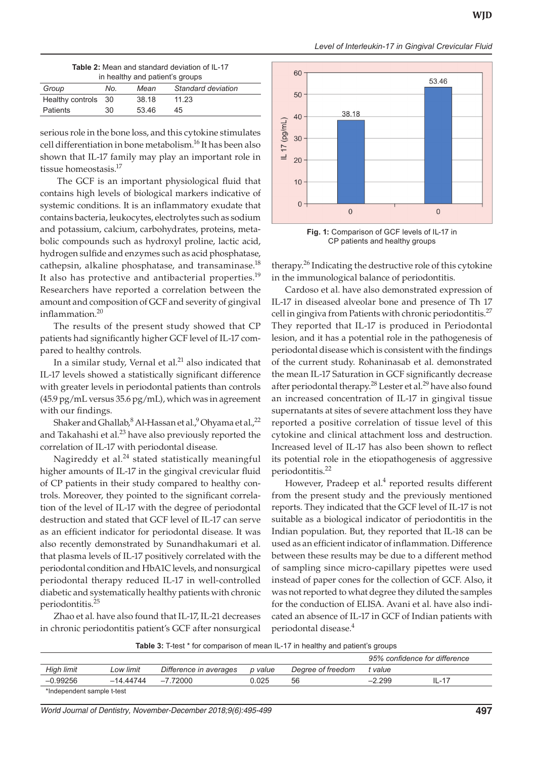**Table 2:** Mean and standard deviation of IL-17 in healthy and patient's groups

| Group | No. | Mean | Standard deviation |
|---|---|---|---|
| Healthy controls | 30 | 38.18 | 11.23 |
| Patients | 30 | 53.46 | 45 |

serious role in the bone loss, and this cytokine stimulates cell differentiation in bone metabolism.[16] It has been also shown that IL-17 family may play an important role in tissue homeostasis.[17]

The GCF is an important physiological fluid that contains high levels of biological markers indicative of systemic conditions. It is an inflammatory exudate that contains bacteria, leukocytes, electrolytes such as sodium and potassium, calcium, carbohydrates, proteins, metabolic compounds such as hydroxyl proline, lactic acid, hydrogen sulfide and enzymes such as acid phosphatase, cathepsin, alkaline phosphatase, and transaminase.[18] It also has protective and antibacterial properties.[19] Researchers have reported a correlation between the amount and composition of GCF and severity of gingival inflammation.[20]

The results of the present study showed that CP patients had significantly higher GCF level of IL-17 compared to healthy controls.

In a similar study, Vernal et al.[21] also indicated that IL-17 levels showed a statistically significant difference with greater levels in periodontal patients than controls (45.9 pg/mL versus 35.6 pg/mL), which was in agreement with our findings.

Shaker and Ghallab,[8] Al-Hassan et al.,[9] Ohyama et al.,[22] and Takahashi et al.[23] have also previously reported the correlation of IL-17 with periodontal disease.

Nagireddy et al.[24] stated statistically meaningful higher amounts of IL-17 in the gingival crevicular fluid of CP patients in their study compared to healthy controls. Moreover, they pointed to the significant correlation of the level of IL-17 with the degree of periodontal destruction and stated that GCF level of IL-17 can serve as an efficient indicator for periodontal disease. It was also recently demonstrated by Sunandhakumari et al. that plasma levels of IL-17 positively correlated with the periodontal condition and HbA1C levels, and nonsurgical periodontal therapy reduced IL-17 in well-controlled diabetic and systematically healthy patients with chronic periodontitis.[25]

Zhao et al. have also found that IL-17, IL-21 decreases in chronic periodontitis patient's GCF after nonsurgical therapy.[26] Indicating the destructive role of this cytokine in the immunological balance of periodontitis.

**Fig. 1:** Comparison of GCF levels of IL-17 in CP patients and healthy groups

Cardoso et al. have also demonstrated expression of IL-17 in diseased alveolar bone and presence of Th 17 cell in gingiva from Patients with chronic periodontitis.[27] They reported that IL-17 is produced in Periodontal lesion, and it has a potential role in the pathogenesis of periodontal disease which is consistent with the findings of the current study. Rohaninasab et al. demonstrated the mean IL-17 Saturation in GCF significantly decrease after periodontal therapy.[28] Lester et al.[29] have also found an increased concentration of IL-17 in gingival tissue supernatants at sites of severe attachment loss they have reported a positive correlation of tissue level of this cytokine and clinical attachment loss and destruction. Increased level of IL-17 has also been shown to reflect its potential role in the etiopathogenesis of aggressive periodontitis.[22]

However, Pradeep et al.[4] reported results different from the present study and the previously mentioned reports. They indicated that the GCF level of IL-17 is not suitable as a biological indicator of periodontitis in the Indian population. But, they reported that IL-18 can be used as an efficient indicator of inflammation. Difference between these results may be due to a different method of sampling since micro-capillary pipettes were used instead of paper cones for the collection of GCF. Also, it was not reported to what degree they diluted the samples for the conduction of ELISA. Avani et al. have also indicated an absence of IL-17 in GCF of Indian patients with periodontal disease.[4]

**Table 3:** T-test * for comparison of mean IL-17 in healthy and patient's groups

| 95% confidence for difference | | | | | | |
|---|---|---|---|---|---|---|
| High limit | Low limit | Difference in averages | p value | Degree of freedom | t value | |
| –0.99256 | –14.44744 | –7.72000 | 0.025 | 56 | –2.299 | IL-17 |

*Independent sample t-test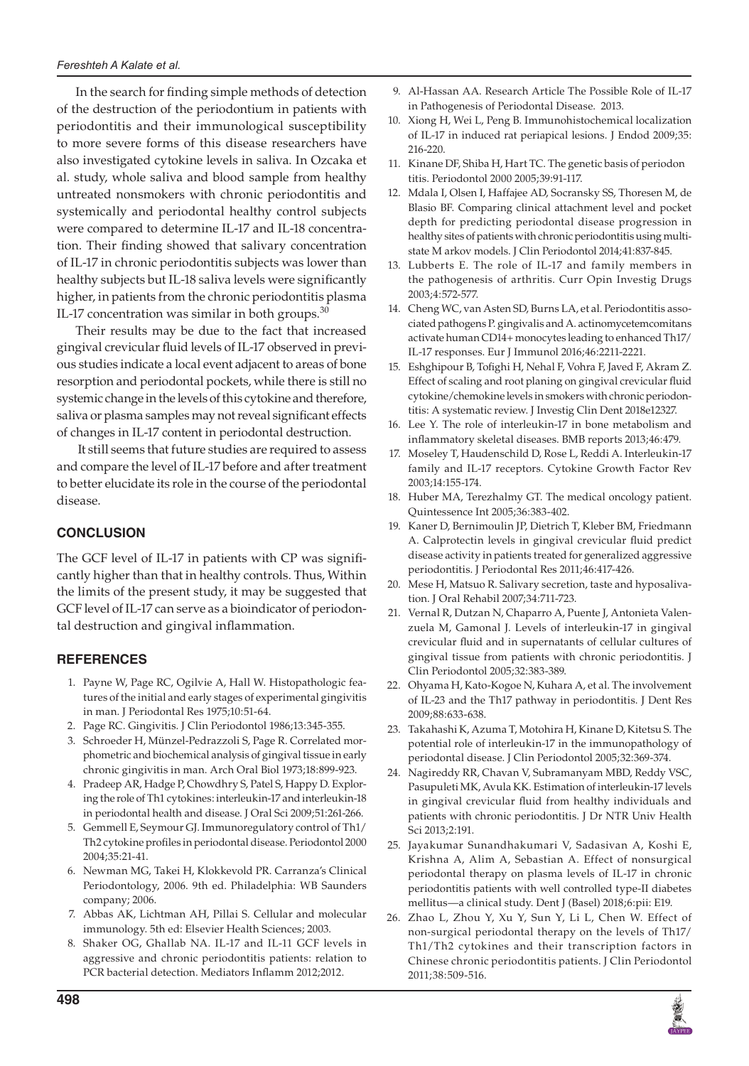In the search for finding simple methods of detection of the destruction of the periodontium in patients with periodontitis and their immunological susceptibility to more severe forms of this disease researchers have also investigated cytokine levels in saliva. In Ozcaka et al. study, whole saliva and blood sample from healthy untreated nonsmokers with chronic periodontitis and systemically and periodontal healthy control subjects were compared to determine IL-17 and IL-18 concentration. Their finding showed that salivary concentration of IL-17 in chronic periodontitis subjects was lower than healthy subjects but IL-18 saliva levels were significantly higher, in patients from the chronic periodontitis plasma IL-17 concentration was similar in both groups.[30]

Their results may be due to the fact that increased gingival crevicular fluid levels of IL-17 observed in previous studies indicate a local event adjacent to areas of bone resorption and periodontal pockets, while there is still no systemic change in the levels of this cytokine and therefore, saliva or plasma samples may not reveal significant effects of changes in IL-17 content in periodontal destruction.

It still seems that future studies are required to assess and compare the level of IL-17 before and after treatment to better elucidate its role in the course of the periodontal disease.

## CONCLUSION

The GCF level of IL-17 in patients with CP was significantly higher than that in healthy controls. Thus, Within the limits of the present study, it may be suggested that GCF level of IL-17 can serve as a bioindicator of periodontal destruction and gingival inflammation.

## REFERENCES

1. Payne W, Page RC, Ogilvie A, Hall W. Histopathologic features of the initial and early stages of experimental gingivitis in man. J Periodontal Res 1975;10:51-64.
2. Page RC. Gingivitis. J Clin Periodontol 1986;13:345-355.
3. Schroeder H, Münzel-Pedrazzoli S, Page R. Correlated morphometric and biochemical analysis of gingival tissue in early chronic gingivitis in man. Arch Oral Biol 1973;18:899-923.
4. Pradeep AR, Hadge P, Chowdhry S, Patel S, Happy D. Exploring the role of Th1 cytokines: interleukin-17 and interleukin-18 in periodontal health and disease. J Oral Sci 2009;51:261-266.
5. Gemmell E, Seymour GJ. Immunoregulatory control of Th1/Th2 cytokine profiles in periodontal disease. Periodontol 2000 2004;35:21-41.
6. Newman MG, Takei H, Klokkevold PR. Carranza's Clinical Periodontology, 2006. 9th ed. Philadelphia: WB Saunders company; 2006.
7. Abbas AK, Lichtman AH, Pillai S. Cellular and molecular immunology. 5th ed: Elsevier Health Sciences; 2003.
8. Shaker OG, Ghallab NA. IL-17 and IL-11 GCF levels in aggressive and chronic periodontitis patients: relation to PCR bacterial detection. Mediators Inflamm 2012;2012.
9. Al-Hassan AA. Research Article The Possible Role of IL-17 in Pathogenesis of Periodontal Disease. 2013.
10. Xiong H, Wei L, Peng B. Immunohistochemical localization of IL-17 in induced rat periapical lesions. J Endod 2009;35: 216-220.
11. Kinane DF, Shiba H, Hart TC. The genetic basis of periodon titis. Periodontol 2000 2005;39:91-117.
12. Mdala I, Olsen I, Haffajee AD, Socransky SS, Thoresen M, de Blasio BF. Comparing clinical attachment level and pocket depth for predicting periodontal disease progression in healthy sites of patients with chronic periodontitis using multi-state M arkov models. J Clin Periodontol 2014;41:837-845.
13. Lubberts E. The role of IL-17 and family members in the pathogenesis of arthritis. Curr Opin Investig Drugs 2003;4:572-577.
14. Cheng WC, van Asten SD, Burns LA, et al. Periodontitis associated pathogens P. gingivalis and A. actinomycetemcomitans activate human CD14+ monocytes leading to enhanced Th17/IL-17 responses. Eur J Immunol 2016;46:2211-2221.
15. Eshghipour B, Tofighi H, Nehal F, Vohra F, Javed F, Akram Z. Effect of scaling and root planing on gingival crevicular fluid cytokine/chemokine levels in smokers with chronic periodontitis: A systematic review. J Investig Clin Dent 2018e12327.
16. Lee Y. The role of interleukin-17 in bone metabolism and inflammatory skeletal diseases. BMB reports 2013;46:479.
17. Moseley T, Haudenschild D, Rose L, Reddi A. Interleukin-17 family and IL-17 receptors. Cytokine Growth Factor Rev 2003;14:155-174.
18. Huber MA, Terezhalmy GT. The medical oncology patient. Quintessence Int 2005;36:383-402.
19. Kaner D, Bernimoulin JP, Dietrich T, Kleber BM, Friedmann A. Calprotectin levels in gingival crevicular fluid predict disease activity in patients treated for generalized aggressive periodontitis. J Periodontal Res 2011;46:417-426.
20. Mese H, Matsuo R. Salivary secretion, taste and hyposalivation. J Oral Rehabil 2007;34:711-723.
21. Vernal R, Dutzan N, Chaparro A, Puente J, Antonieta Valenzuela M, Gamonal J. Levels of interleukin-17 in gingival crevicular fluid and in supernatants of cellular cultures of gingival tissue from patients with chronic periodontitis. J Clin Periodontol 2005;32:383-389.
22. Ohyama H, Kato-Kogoe N, Kuhara A, et al. The involvement of IL-23 and the Th17 pathway in periodontitis. J Dent Res 2009;88:633-638.
23. Takahashi K, Azuma T, Motohira H, Kinane D, Kitetsu S. The potential role of interleukin-17 in the immunopathology of periodontal disease. J Clin Periodontol 2005;32:369-374.
24. Nagireddy RR, Chavan V, Subramanyam MBD, Reddy VSC, Pasupuleti MK, Avula KK. Estimation of interleukin-17 levels in gingival crevicular fluid from healthy individuals and patients with chronic periodontitis. J Dr NTR Univ Health Sci 2013;2:191.
25. Jayakumar Sunandhakumari V, Sadasivan A, Koshi E, Krishna A, Alim A, Sebastian A. Effect of nonsurgical periodontal therapy on plasma levels of IL-17 in chronic periodontitis patients with well controlled type-II diabetes mellitus—a clinical study. Dent J (Basel) 2018;6:pii: E19.
26. Zhao L, Zhou Y, Xu Y, Sun Y, Li L, Chen W. Effect of non-surgical periodontal therapy on the levels of Th17/Th1/Th2 cytokines and their transcription factors in Chinese chronic periodontitis patients. J Clin Periodontol 2011;38:509-516.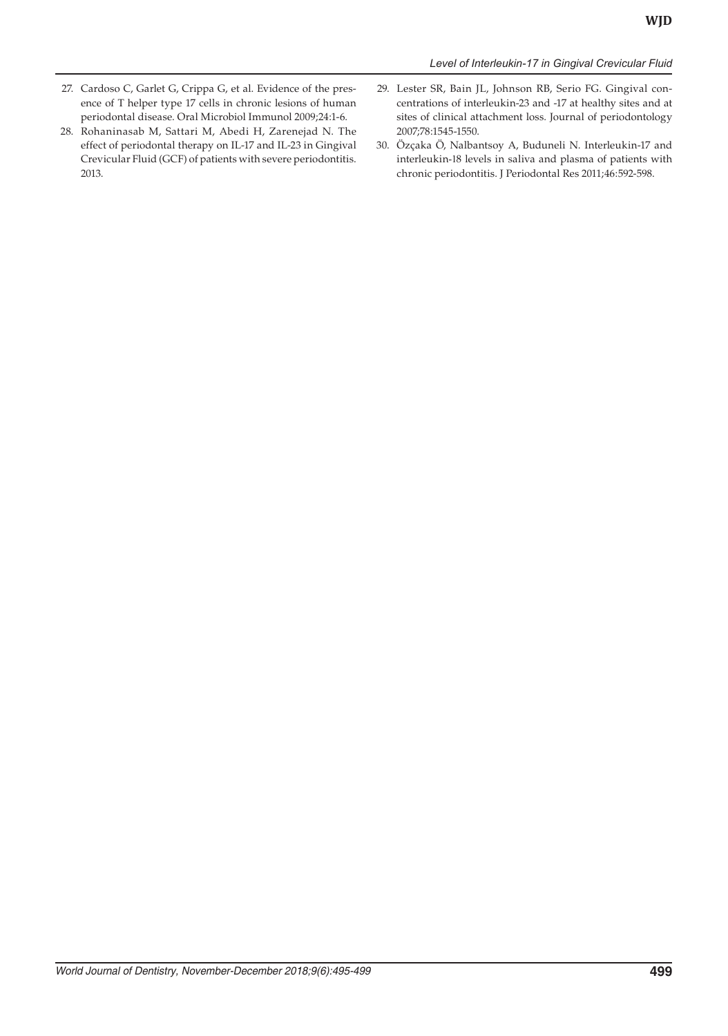27. Cardoso C, Garlet G, Crippa G, et al. Evidence of the presence of T helper type 17 cells in chronic lesions of human periodontal disease. Oral Microbiol Immunol 2009;24:1-6.
28. Rohaninasab M, Sattari M, Abedi H, Zarenejad N. The effect of periodontal therapy on IL-17 and IL-23 in Gingival Crevicular Fluid (GCF) of patients with severe periodontitis. 2013.
29. Lester SR, Bain JL, Johnson RB, Serio FG. Gingival concentrations of interleukin-23 and -17 at healthy sites and at sites of clinical attachment loss. Journal of periodontology 2007;78:1545-1550.
30. Özçaka Ö, Nalbantsoy A, Buduneli N. Interleukin-17 and interleukin-18 levels in saliva and plasma of patients with chronic periodontitis. J Periodontal Res 2011;46:592-598.